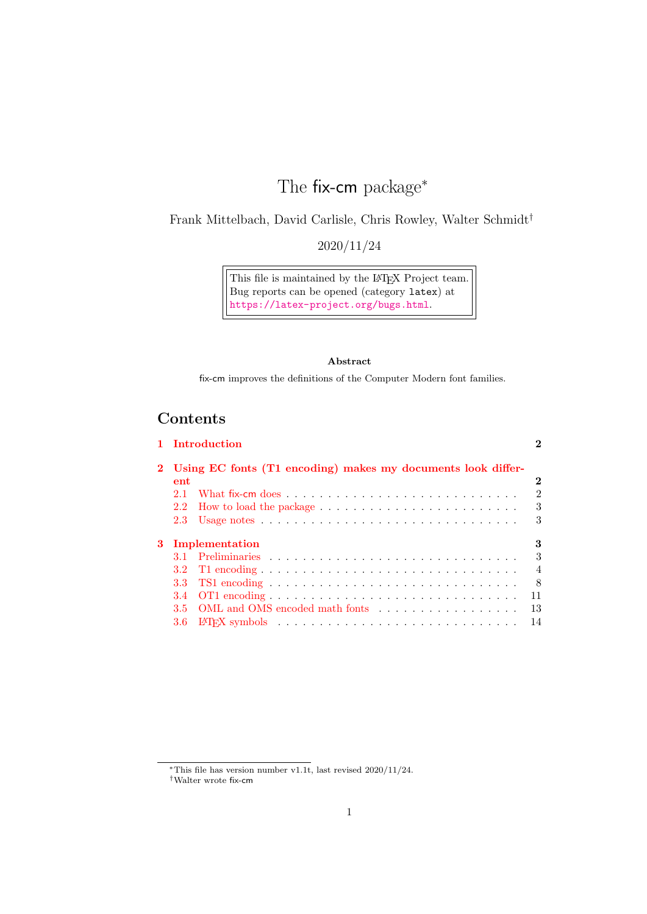# The fix-cm package*

Frank Mittelbach, David Carlisle, Chris Rowley, Walter Schmidt†

2020/11/24

> This file is maintained by the LaTeX Project team.
> Bug reports can be opened (category `latex`) at
> https://latex-project.org/bugs.html.

**Abstract**

fix-cm improves the definitions of the Computer Modern font families.

## Contents

- **1 Introduction** — 2
- **2 Using EC fonts (T1 encoding) makes my documents look different** — 2
  - 2.1 What fix-cm does — 2
  - 2.2 How to load the package — 3
  - 2.3 Usage notes — 3
- **3 Implementation** — 3
  - 3.1 Preliminaries — 3
  - 3.2 T1 encoding — 4
  - 3.3 TS1 encoding — 8
  - 3.4 OT1 encoding — 11
  - 3.5 OML and OMS encoded math fonts — 13
  - 3.6 LaTeX symbols — 14

---

*This file has version number v1.1t, last revised 2020/11/24.

†Walter wrote fix-cm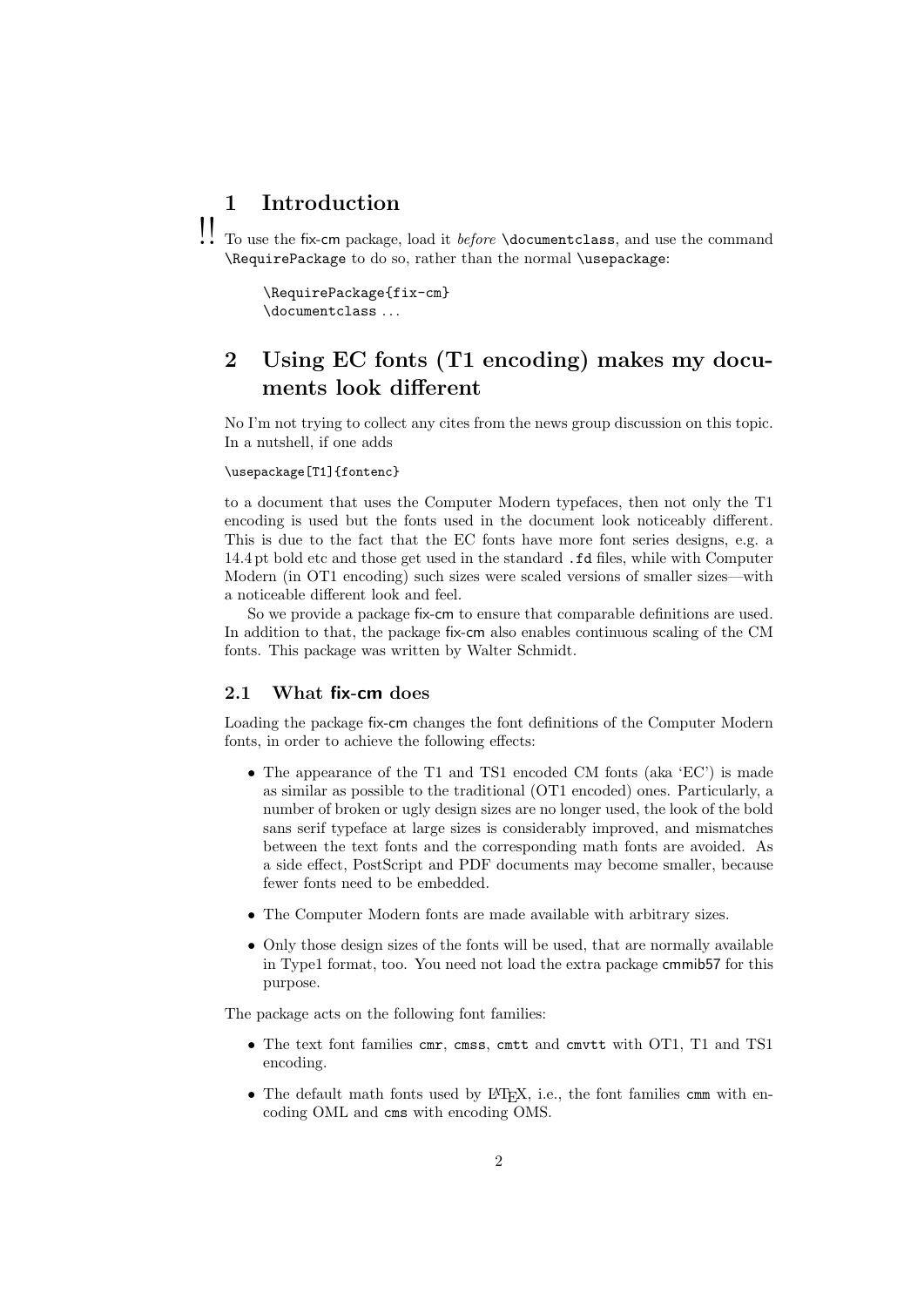# 1 Introduction

!! To use the fix-cm package, load it *before* `\documentclass`, and use the command `\RequirePackage` to do so, rather than the normal `\usepackage`:

```
\RequirePackage{fix-cm}
\documentclass ...
```

# 2 Using EC fonts (T1 encoding) makes my documents look different

No I'm not trying to collect any cites from the news group discussion on this topic. In a nutshell, if one adds

```
\usepackage[T1]{fontenc}
```

to a document that uses the Computer Modern typefaces, then not only the T1 encoding is used but the fonts used in the document look noticeably different. This is due to the fact that the EC fonts have more font series designs, e.g. a 14.4 pt bold etc and those get used in the standard `.fd` files, while with Computer Modern (in OT1 encoding) such sizes were scaled versions of smaller sizes—with a noticeable different look and feel.

So we provide a package fix-cm to ensure that comparable definitions are used. In addition to that, the package fix-cm also enables continuous scaling of the CM fonts. This package was written by Walter Schmidt.

## 2.1 What fix-cm does

Loading the package fix-cm changes the font definitions of the Computer Modern fonts, in order to achieve the following effects:

- The appearance of the T1 and TS1 encoded CM fonts (aka 'EC') is made as similar as possible to the traditional (OT1 encoded) ones. Particularly, a number of broken or ugly design sizes are no longer used, the look of the bold sans serif typeface at large sizes is considerably improved, and mismatches between the text fonts and the corresponding math fonts are avoided. As a side effect, PostScript and PDF documents may become smaller, because fewer fonts need to be embedded.
- The Computer Modern fonts are made available with arbitrary sizes.
- Only those design sizes of the fonts will be used, that are normally available in Type1 format, too. You need not load the extra package cmmib57 for this purpose.

The package acts on the following font families:

- The text font families `cmr`, `cmss`, `cmtt` and `cmvtt` with OT1, T1 and TS1 encoding.
- The default math fonts used by LaTeX, i.e., the font families `cmm` with encoding OML and `cms` with encoding OMS.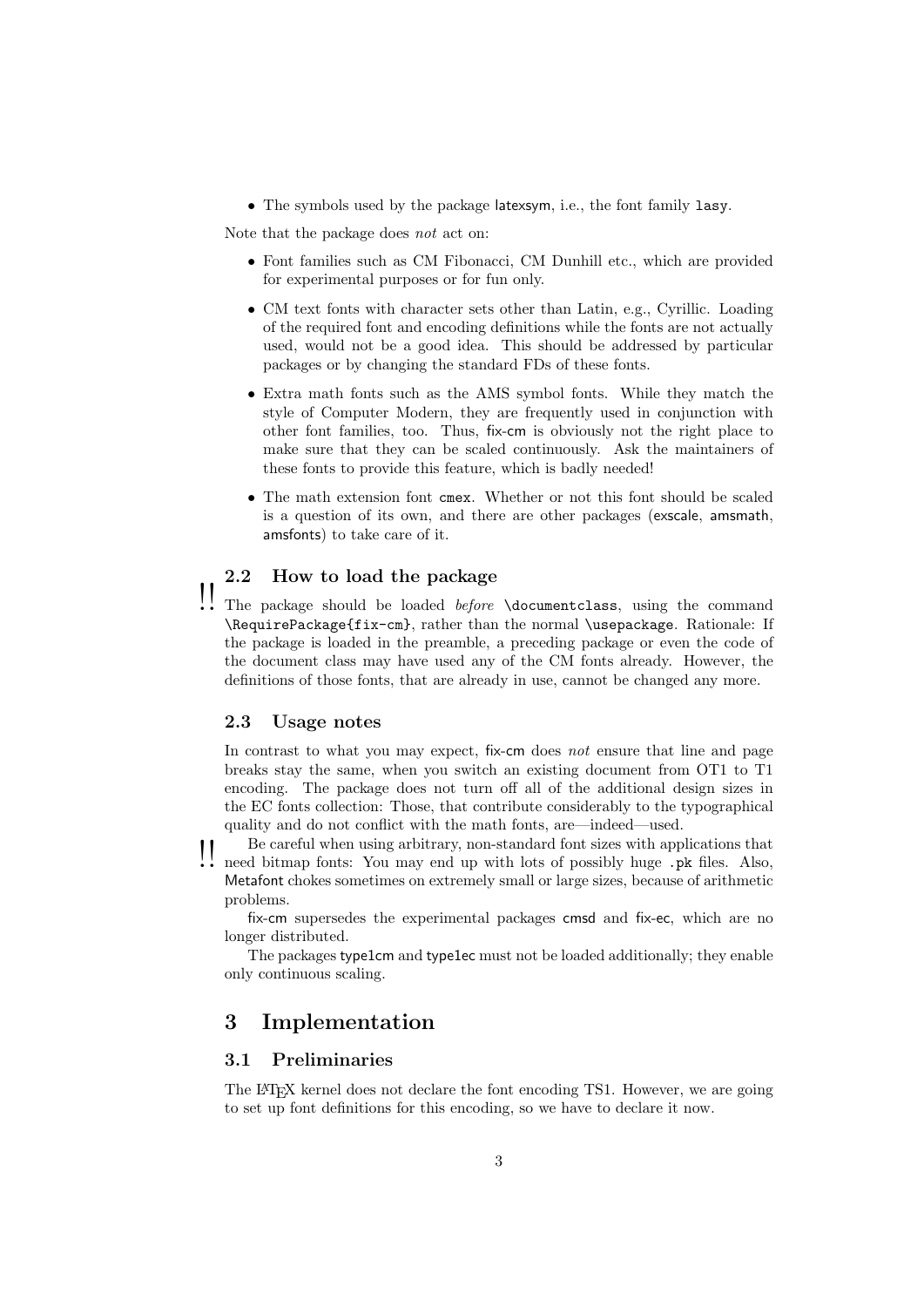- The symbols used by the package latexsym, i.e., the font family `lasy`.

Note that the package does *not* act on:

- Font families such as CM Fibonacci, CM Dunhill etc., which are provided for experimental purposes or for fun only.
- CM text fonts with character sets other than Latin, e.g., Cyrillic. Loading of the required font and encoding definitions while the fonts are not actually used, would not be a good idea. This should be addressed by particular packages or by changing the standard FDs of these fonts.
- Extra math fonts such as the AMS symbol fonts. While they match the style of Computer Modern, they are frequently used in conjunction with other font families, too. Thus, fix-cm is obviously not the right place to make sure that they can be scaled continuously. Ask the maintainers of these fonts to provide this feature, which is badly needed!
- The math extension font `cmex`. Whether or not this font should be scaled is a question of its own, and there are other packages (exscale, amsmath, amsfonts) to take care of it.

### 2.2 How to load the package

!! The package should be loaded *before* `\documentclass`, using the command `\RequirePackage{fix-cm}`, rather than the normal `\usepackage`. Rationale: If the package is loaded in the preamble, a preceding package or even the code of the document class may have used any of the CM fonts already. However, the definitions of those fonts, that are already in use, cannot be changed any more.

### 2.3 Usage notes

In contrast to what you may expect, fix-cm does *not* ensure that line and page breaks stay the same, when you switch an existing document from OT1 to T1 encoding. The package does not turn off all of the additional design sizes in the EC fonts collection: Those, that contribute considerably to the typographical quality and do not conflict with the math fonts, are—indeed—used.

!! Be careful when using arbitrary, non-standard font sizes with applications that need bitmap fonts: You may end up with lots of possibly huge `.pk` files. Also, Metafont chokes sometimes on extremely small or large sizes, because of arithmetic problems.

fix-cm supersedes the experimental packages cmsd and fix-ec, which are no longer distributed.

The packages type1cm and type1ec must not be loaded additionally; they enable only continuous scaling.

## 3 Implementation

### 3.1 Preliminaries

The LaTeX kernel does not declare the font encoding TS1. However, we are going to set up font definitions for this encoding, so we have to declare it now.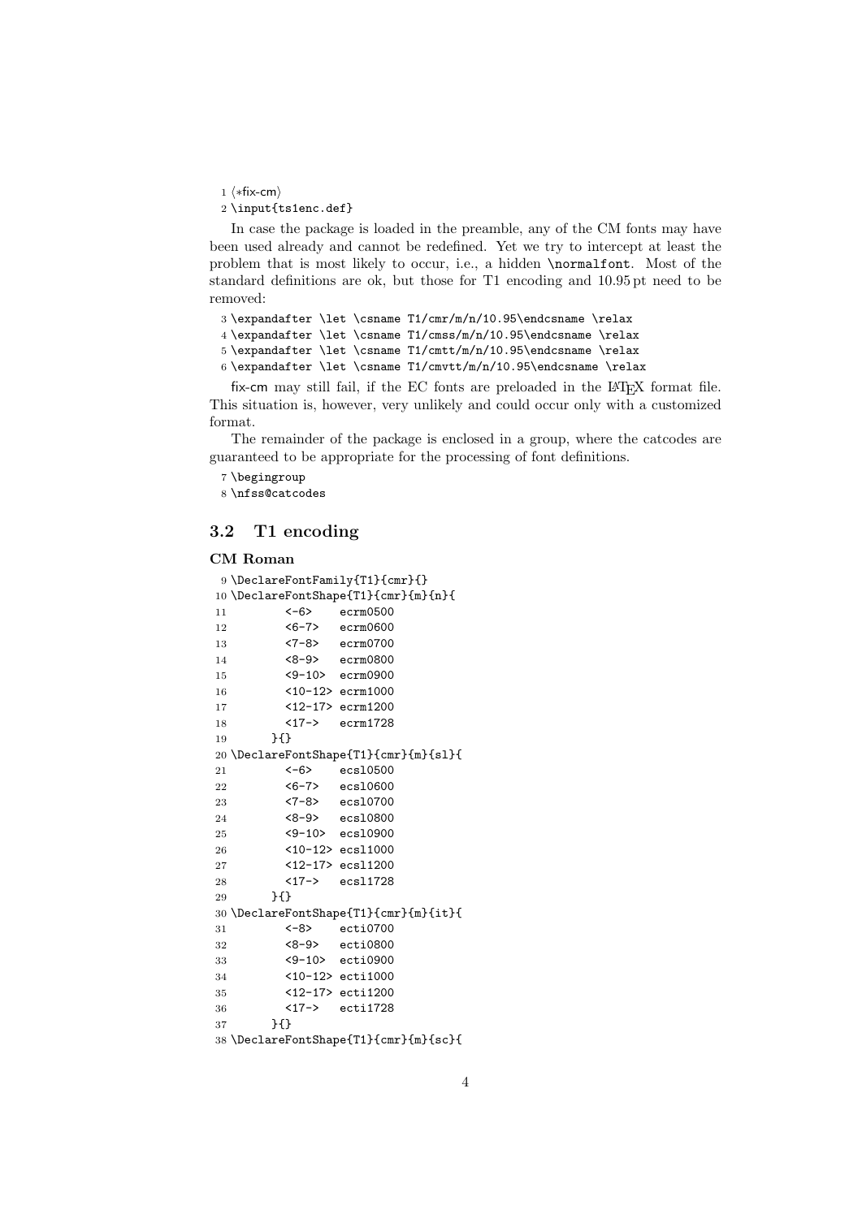```
1 ⟨*fix-cm⟩
2 \input{ts1enc.def}
```

In case the package is loaded in the preamble, any of the CM fonts may have been used already and cannot be redefined. Yet we try to intercept at least the problem that is most likely to occur, i.e., a hidden `\normalfont`. Most of the standard definitions are ok, but those for T1 encoding and 10.95 pt need to be removed:

```
3 \expandafter \let \csname T1/cmr/m/n/10.95\endcsname \relax
4 \expandafter \let \csname T1/cmss/m/n/10.95\endcsname \relax
5 \expandafter \let \csname T1/cmtt/m/n/10.95\endcsname \relax
6 \expandafter \let \csname T1/cmvtt/m/n/10.95\endcsname \relax
```

fix-cm may still fail, if the EC fonts are preloaded in the LaTeX format file. This situation is, however, very unlikely and could occur only with a customized format.

The remainder of the package is enclosed in a group, where the catcodes are guaranteed to be appropriate for the processing of font definitions.

```
7 \begingroup
8 \nfss@catcodes
```

## 3.2 T1 encoding

### CM Roman

```
9 \DeclareFontFamily{T1}{cmr}{}
10 \DeclareFontShape{T1}{cmr}{m}{n}{
11        <-6>    ecrm0500
12        <6-7>   ecrm0600
13        <7-8>   ecrm0700
14        <8-9>   ecrm0800
15        <9-10>  ecrm0900
16        <10-12> ecrm1000
17        <12-17> ecrm1200
18        <17->   ecrm1728
19     }{}
20 \DeclareFontShape{T1}{cmr}{m}{sl}{
21        <-6>    ecsl0500
22        <6-7>   ecsl0600
23        <7-8>   ecsl0700
24        <8-9>   ecsl0800
25        <9-10>  ecsl0900
26        <10-12> ecsl1000
27        <12-17> ecsl1200
28        <17->   ecsl1728
29     }{}
30 \DeclareFontShape{T1}{cmr}{m}{it}{
31        <-8>    ecti0700
32        <8-9>   ecti0800
33        <9-10>  ecti0900
34        <10-12> ecti1000
35        <12-17> ecti1200
36        <17->   ecti1728
37     }{}
38 \DeclareFontShape{T1}{cmr}{m}{sc}{
```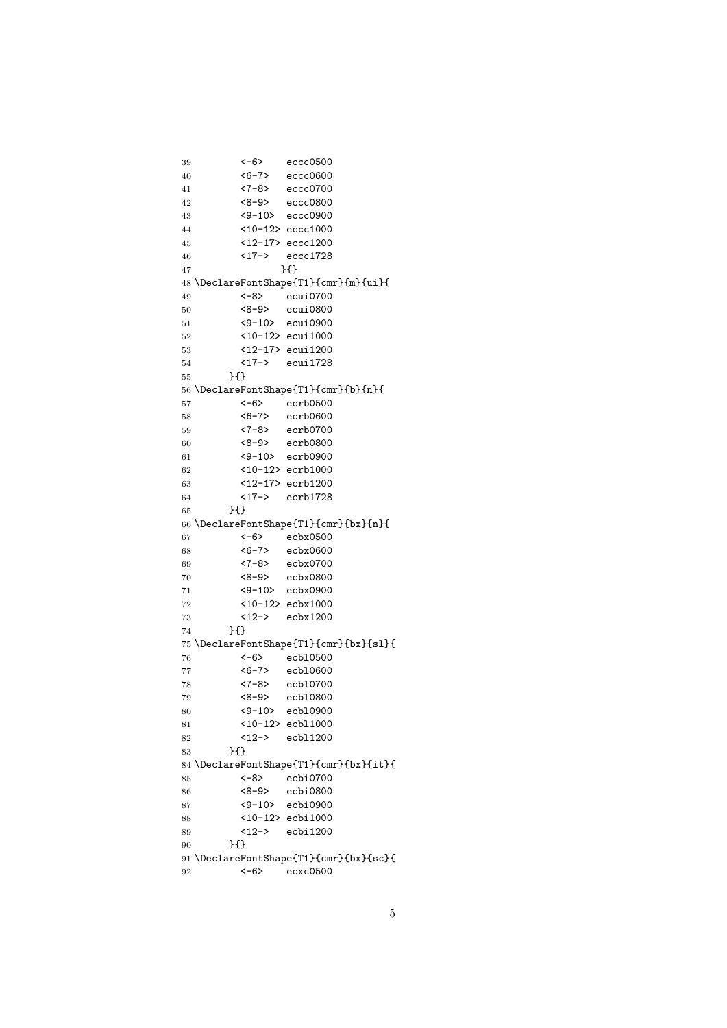```
39        <-6>    eccc0500
40        <6-7>   eccc0600
41        <7-8>   eccc0700
42        <8-9>   eccc0800
43        <9-10>  eccc0900
44        <10-12> eccc1000
45        <12-17> eccc1200
46        <17->   eccc1728
47               }{}
48 \DeclareFontShape{T1}{cmr}{m}{ui}{
49        <-8>    ecui0700
50        <8-9>   ecui0800
51        <9-10>  ecui0900
52        <10-12> ecui1000
53        <12-17> ecui1200
54        <17->   ecui1728
55      }{}
56 \DeclareFontShape{T1}{cmr}{b}{n}{
57        <-6>    ecrb0500
58        <6-7>   ecrb0600
59        <7-8>   ecrb0700
60        <8-9>   ecrb0800
61        <9-10>  ecrb0900
62        <10-12> ecrb1000
63        <12-17> ecrb1200
64        <17->   ecrb1728
65      }{}
66 \DeclareFontShape{T1}{cmr}{bx}{n}{
67        <-6>    ecbx0500
68        <6-7>   ecbx0600
69        <7-8>   ecbx0700
70        <8-9>   ecbx0800
71        <9-10>  ecbx0900
72        <10-12> ecbx1000
73        <12->   ecbx1200
74      }{}
75 \DeclareFontShape{T1}{cmr}{bx}{sl}{
76        <-6>    ecbl0500
77        <6-7>   ecbl0600
78        <7-8>   ecbl0700
79        <8-9>   ecbl0800
80        <9-10>  ecbl0900
81        <10-12> ecbl1000
82        <12->   ecbl1200
83      }{}
84 \DeclareFontShape{T1}{cmr}{bx}{it}{
85        <-8>    ecbi0700
86        <8-9>   ecbi0800
87        <9-10>  ecbi0900
88        <10-12> ecbi1000
89        <12->   ecbi1200
90      }{}
91 \DeclareFontShape{T1}{cmr}{bx}{sc}{
92        <-6>    ecxc0500
```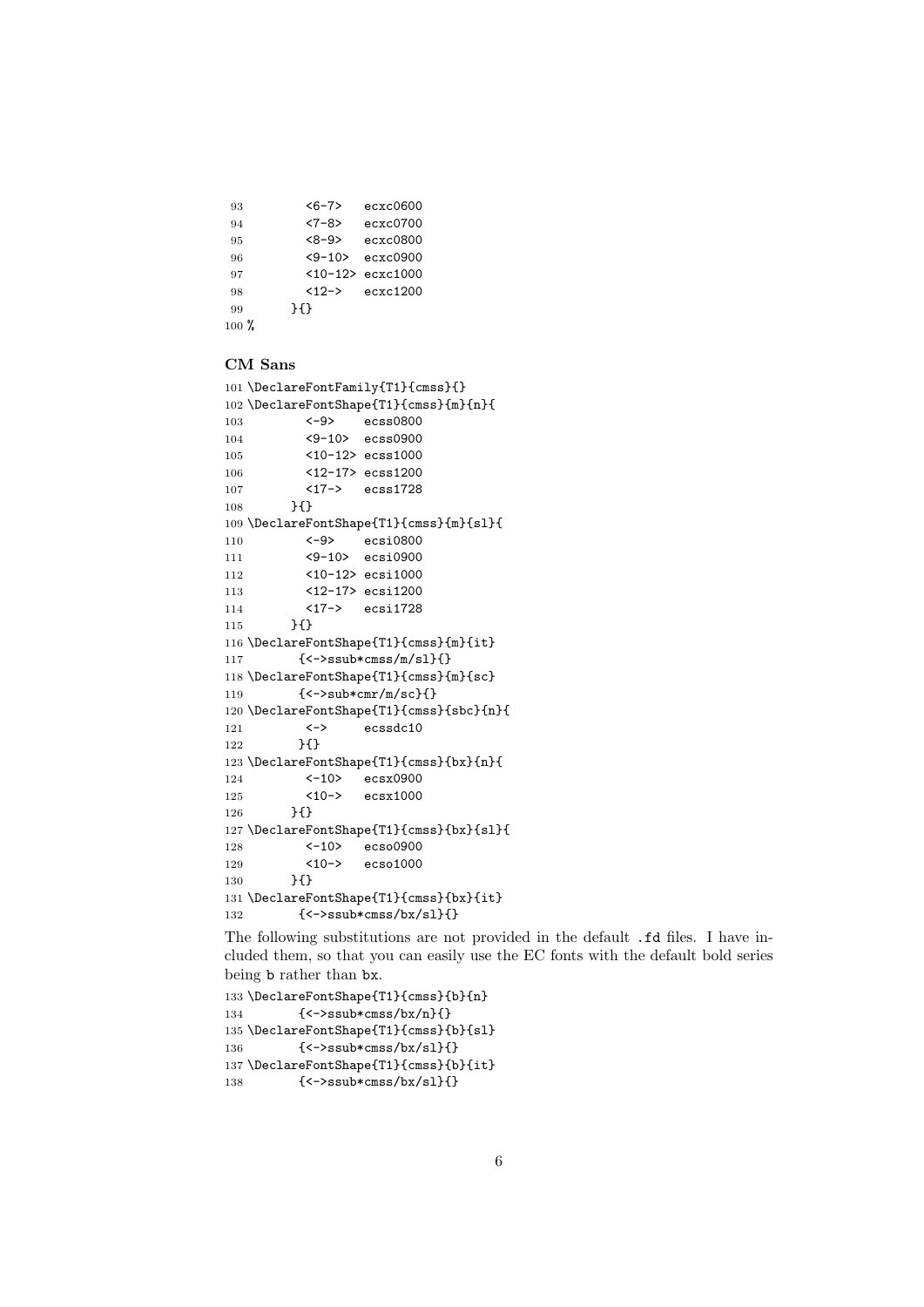```
93         <6-7>   ecxc0600
94         <7-8>   ecxc0700
95         <8-9>   ecxc0800
96         <9-10>  ecxc0900
97         <10-12> ecxc1000
98         <12->   ecxc1200
99       }{}
100 %
```

### CM Sans

```
101 \DeclareFontFamily{T1}{cmss}{}
102 \DeclareFontShape{T1}{cmss}{m}{n}{
103         <-9>    ecss0800
104         <9-10>  ecss0900
105         <10-12> ecss1000
106         <12-17> ecss1200
107         <17->   ecss1728
108       }{}
109 \DeclareFontShape{T1}{cmss}{m}{sl}{
110         <-9>    ecsi0800
111         <9-10>  ecsi0900
112         <10-12> ecsi1000
113         <12-17> ecsi1200
114         <17->   ecsi1728
115       }{}
116 \DeclareFontShape{T1}{cmss}{m}{it}
117       {<->ssub*cmss/m/sl}{}
118 \DeclareFontShape{T1}{cmss}{m}{sc}
119       {<->sub*cmr/m/sc}{}
120 \DeclareFontShape{T1}{cmss}{sbc}{n}{
121         <->     ecssdc10
122        }{}
123 \DeclareFontShape{T1}{cmss}{bx}{n}{
124         <-10>   ecsx0900
125         <10->   ecsx1000
126       }{}
127 \DeclareFontShape{T1}{cmss}{bx}{sl}{
128         <-10>   ecso0900
129         <10->   ecso1000
130       }{}
131 \DeclareFontShape{T1}{cmss}{bx}{it}
132       {<->ssub*cmss/bx/sl}{}
```

The following substitutions are not provided in the default `.fd` files. I have included them, so that you can easily use the EC fonts with the default bold series being `b` rather than `bx`.

```
133 \DeclareFontShape{T1}{cmss}{b}{n}
134       {<->ssub*cmss/bx/n}{}
135 \DeclareFontShape{T1}{cmss}{b}{sl}
136       {<->ssub*cmss/bx/sl}{}
137 \DeclareFontShape{T1}{cmss}{b}{it}
138       {<->ssub*cmss/bx/sl}{}
```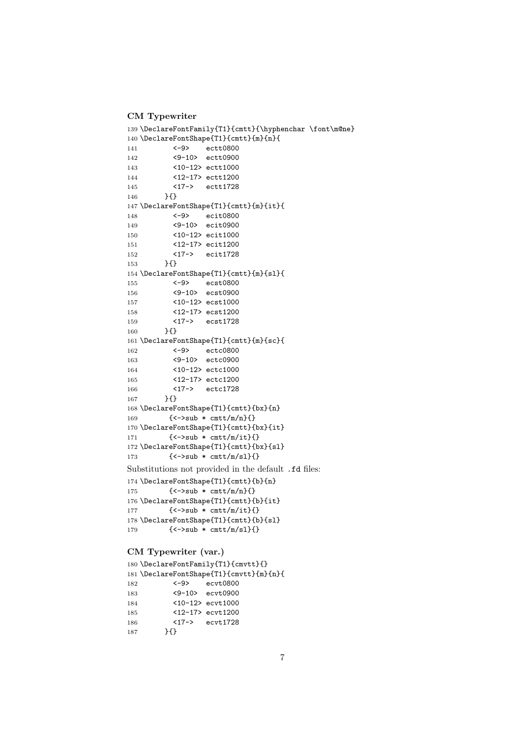### CM Typewriter

```
139 \DeclareFontFamily{T1}{cmtt}{\hyphenchar \font\m@ne}
140 \DeclareFontShape{T1}{cmtt}{m}{n}{
141         <-9>    ectt0800
142         <9-10>  ectt0900
143         <10-12> ectt1000
144         <12-17> ectt1200
145         <17->   ectt1728
146       }{}
147 \DeclareFontShape{T1}{cmtt}{m}{it}{
148         <-9>    ecit0800
149         <9-10>  ecit0900
150         <10-12> ecit1000
151         <12-17> ecit1200
152         <17->   ecit1728
153       }{}
154 \DeclareFontShape{T1}{cmtt}{m}{sl}{
155         <-9>    ecst0800
156         <9-10>  ecst0900
157         <10-12> ecst1000
158         <12-17> ecst1200
159         <17->   ecst1728
160       }{}
161 \DeclareFontShape{T1}{cmtt}{m}{sc}{
162         <-9>    ectc0800
163         <9-10>  ectc0900
164         <10-12> ectc1000
165         <12-17> ectc1200
166         <17->   ectc1728
167       }{}
168 \DeclareFontShape{T1}{cmtt}{bx}{n}
169       {<->sub * cmtt/m/n}{}
170 \DeclareFontShape{T1}{cmtt}{bx}{it}
171       {<->sub * cmtt/m/it}{}
172 \DeclareFontShape{T1}{cmtt}{bx}{sl}
173       {<->sub * cmtt/m/sl}{}
```

Substitutions not provided in the default `.fd` files:

```
174 \DeclareFontShape{T1}{cmtt}{b}{n}
175       {<->sub * cmtt/m/n}{}
176 \DeclareFontShape{T1}{cmtt}{b}{it}
177       {<->sub * cmtt/m/it}{}
178 \DeclareFontShape{T1}{cmtt}{b}{sl}
179       {<->sub * cmtt/m/sl}{}
```

### CM Typewriter (var.)

```
180 \DeclareFontFamily{T1}{cmvtt}{}
181 \DeclareFontShape{T1}{cmvtt}{m}{n}{
182         <-9>    ecvt0800
183         <9-10>  ecvt0900
184         <10-12> ecvt1000
185         <12-17> ecvt1200
186         <17->   ecvt1728
187       }{}
```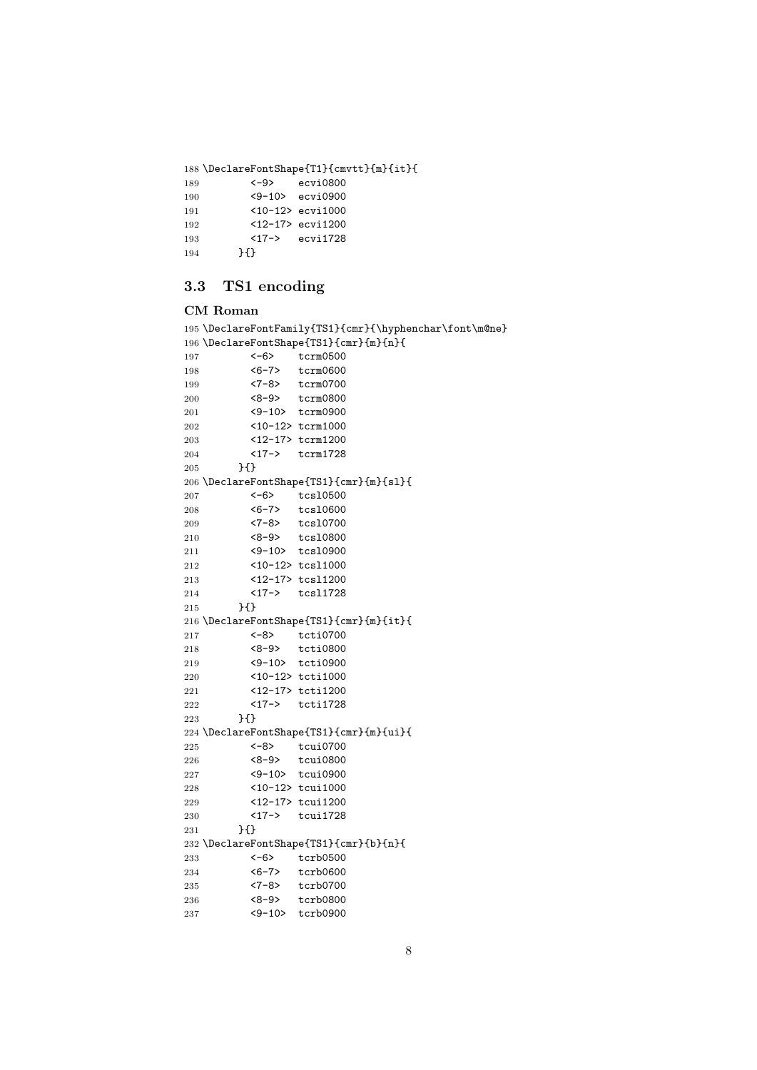```
188 \DeclareFontShape{T1}{cmvtt}{m}{it}{
189         <-9>    ecvi0800
190         <9-10>  ecvi0900
191         <10-12> ecvi1000
192         <12-17> ecvi1200
193         <17->   ecvi1728
194      }{}
```

## 3.3 TS1 encoding

### CM Roman

```
195 \DeclareFontFamily{TS1}{cmr}{\hyphenchar\font\m@ne}
196 \DeclareFontShape{TS1}{cmr}{m}{n}{
197         <-6>    tcrm0500
198         <6-7>   tcrm0600
199         <7-8>   tcrm0700
200         <8-9>   tcrm0800
201         <9-10>  tcrm0900
202         <10-12> tcrm1000
203         <12-17> tcrm1200
204         <17->   tcrm1728
205      }{}
206 \DeclareFontShape{TS1}{cmr}{m}{sl}{
207         <-6>    tcsl0500
208         <6-7>   tcsl0600
209         <7-8>   tcsl0700
210         <8-9>   tcsl0800
211         <9-10>  tcsl0900
212         <10-12> tcsl1000
213         <12-17> tcsl1200
214         <17->   tcsl1728
215      }{}
216 \DeclareFontShape{TS1}{cmr}{m}{it}{
217         <-8>    tcti0700
218         <8-9>   tcti0800
219         <9-10>  tcti0900
220         <10-12> tcti1000
221         <12-17> tcti1200
222         <17->   tcti1728
223      }{}
224 \DeclareFontShape{TS1}{cmr}{m}{ui}{
225         <-8>    tcui0700
226         <8-9>   tcui0800
227         <9-10>  tcui0900
228         <10-12> tcui1000
229         <12-17> tcui1200
230         <17->   tcui1728
231      }{}
232 \DeclareFontShape{TS1}{cmr}{b}{n}{
233         <-6>    tcrb0500
234         <6-7>   tcrb0600
235         <7-8>   tcrb0700
236         <8-9>   tcrb0800
237         <9-10>  tcrb0900
```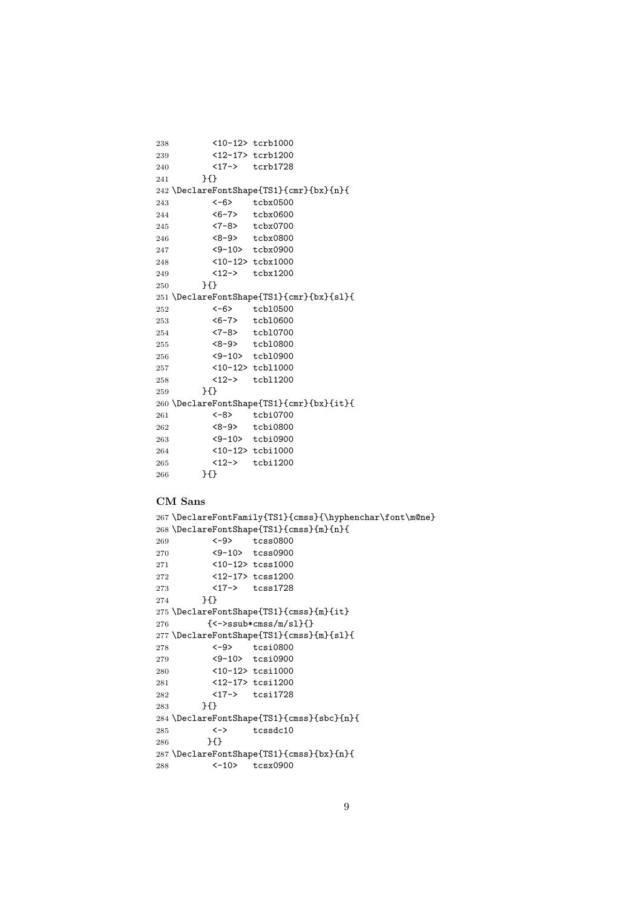```
238         <10-12> tcrb1000
239         <12-17> tcrb1200
240         <17->   tcrb1728
241       }{}
242 \DeclareFontShape{TS1}{cmr}{bx}{n}{
243         <-6>    tcbx0500
244         <6-7>   tcbx0600
245         <7-8>   tcbx0700
246         <8-9>   tcbx0800
247         <9-10>  tcbx0900
248         <10-12> tcbx1000
249         <12->   tcbx1200
250       }{}
251 \DeclareFontShape{TS1}{cmr}{bx}{sl}{
252         <-6>    tcbl0500
253         <6-7>   tcbl0600
254         <7-8>   tcbl0700
255         <8-9>   tcbl0800
256         <9-10>  tcbl0900
257         <10-12> tcbl1000
258         <12->   tcbl1200
259       }{}
260 \DeclareFontShape{TS1}{cmr}{bx}{it}{
261         <-8>    tcbi0700
262         <8-9>   tcbi0800
263         <9-10>  tcbi0900
264         <10-12> tcbi1000
265         <12->   tcbi1200
266       }{}
```

**CM Sans**

```
267 \DeclareFontFamily{TS1}{cmss}{\hyphenchar\font\m@ne}
268 \DeclareFontShape{TS1}{cmss}{m}{n}{
269         <-9>    tcss0800
270         <9-10>  tcss0900
271         <10-12> tcss1000
272         <12-17> tcss1200
273         <17->   tcss1728
274       }{}
275 \DeclareFontShape{TS1}{cmss}{m}{it}
276        {<->ssub*cmss/m/sl}{}
277 \DeclareFontShape{TS1}{cmss}{m}{sl}{
278         <-9>    tcsi0800
279         <9-10>  tcsi0900
280         <10-12> tcsi1000
281         <12-17> tcsi1200
282         <17->   tcsi1728
283       }{}
284 \DeclareFontShape{TS1}{cmss}{sbc}{n}{
285         <->     tcssdc10
286        }{}
287 \DeclareFontShape{TS1}{cmss}{bx}{n}{
288         <-10>   tcsx0900
```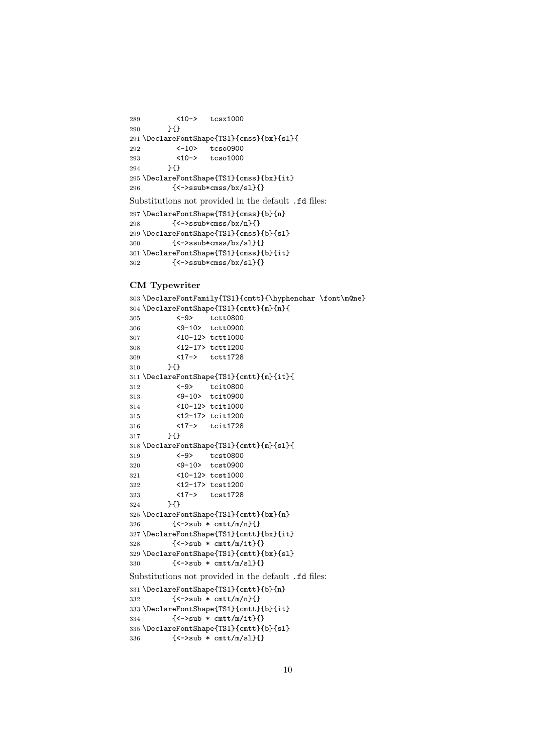```
289         <10->   tcsx1000
290       }{}
291 \DeclareFontShape{TS1}{cmss}{bx}{sl}{
292         <-10>   tcso0900
293         <10->   tcso1000
294       }{}
295 \DeclareFontShape{TS1}{cmss}{bx}{it}
296       {<->ssub*cmss/bx/sl}{}
```

Substitutions not provided in the default .fd files:

```
297 \DeclareFontShape{TS1}{cmss}{b}{n}
298       {<->ssub*cmss/bx/n}{}
299 \DeclareFontShape{TS1}{cmss}{b}{sl}
300       {<->ssub*cmss/bx/sl}{}
301 \DeclareFontShape{TS1}{cmss}{b}{it}
302       {<->ssub*cmss/bx/sl}{}
```

### CM Typewriter

```
303 \DeclareFontFamily{TS1}{cmtt}{\hyphenchar \font\m@ne}
304 \DeclareFontShape{TS1}{cmtt}{m}{n}{
305         <-9>    tctt0800
306         <9-10>  tctt0900
307         <10-12> tctt1000
308         <12-17> tctt1200
309         <17->   tctt1728
310       }{}
311 \DeclareFontShape{TS1}{cmtt}{m}{it}{
312         <-9>    tcit0800
313         <9-10>  tcit0900
314         <10-12> tcit1000
315         <12-17> tcit1200
316         <17->   tcit1728
317       }{}
318 \DeclareFontShape{TS1}{cmtt}{m}{sl}{
319         <-9>    tcst0800
320         <9-10>  tcst0900
321         <10-12> tcst1000
322         <12-17> tcst1200
323         <17->   tcst1728
324       }{}
325 \DeclareFontShape{TS1}{cmtt}{bx}{n}
326       {<->sub * cmtt/m/n}{}
327 \DeclareFontShape{TS1}{cmtt}{bx}{it}
328       {<->sub * cmtt/m/it}{}
329 \DeclareFontShape{TS1}{cmtt}{bx}{sl}
330       {<->sub * cmtt/m/sl}{}
```

Substitutions not provided in the default .fd files:

```
331 \DeclareFontShape{TS1}{cmtt}{b}{n}
332       {<->sub * cmtt/m/n}{}
333 \DeclareFontShape{TS1}{cmtt}{b}{it}
334       {<->sub * cmtt/m/it}{}
335 \DeclareFontShape{TS1}{cmtt}{b}{sl}
336       {<->sub * cmtt/m/sl}{}
```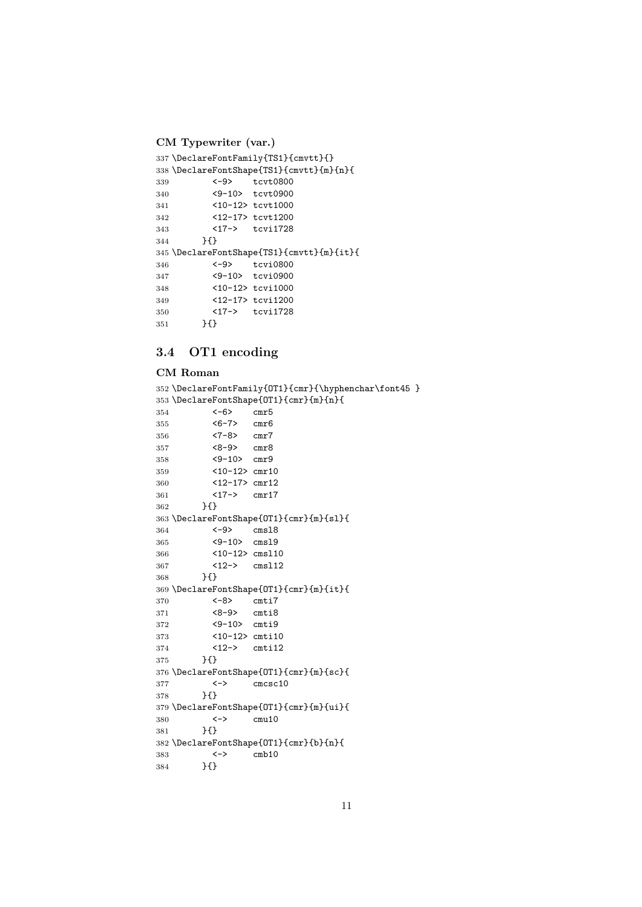### CM Typewriter (var.)

```
337 \DeclareFontFamily{TS1}{cmvtt}{}
338 \DeclareFontShape{TS1}{cmvtt}{m}{n}{
339        <-9>    tcvt0800
340        <9-10>  tcvt0900
341        <10-12> tcvt1000
342        <12-17> tcvt1200
343        <17->   tcvi1728
344      }{}
345 \DeclareFontShape{TS1}{cmvtt}{m}{it}{
346        <-9>    tcvi0800
347        <9-10>  tcvi0900
348        <10-12> tcvi1000
349        <12-17> tcvi1200
350        <17->   tcvi1728
351      }{}
```

## 3.4 OT1 encoding

### CM Roman

```
352 \DeclareFontFamily{OT1}{cmr}{\hyphenchar\font45 }
353 \DeclareFontShape{OT1}{cmr}{m}{n}{
354        <-6>    cmr5
355        <6-7>   cmr6
356        <7-8>   cmr7
357        <8-9>   cmr8
358        <9-10>  cmr9
359        <10-12> cmr10
360        <12-17> cmr12
361        <17->   cmr17
362      }{}
363 \DeclareFontShape{OT1}{cmr}{m}{sl}{
364        <-9>    cmsl8
365        <9-10>  cmsl9
366        <10-12> cmsl10
367        <12->   cmsl12
368      }{}
369 \DeclareFontShape{OT1}{cmr}{m}{it}{
370        <-8>    cmti7
371        <8-9>   cmti8
372        <9-10>  cmti9
373        <10-12> cmti10
374        <12->   cmti12
375      }{}
376 \DeclareFontShape{OT1}{cmr}{m}{sc}{
377        <->     cmcsc10
378      }{}
379 \DeclareFontShape{OT1}{cmr}{m}{ui}{
380        <->     cmu10
381      }{}
382 \DeclareFontShape{OT1}{cmr}{b}{n}{
383        <->     cmb10
384      }{}
```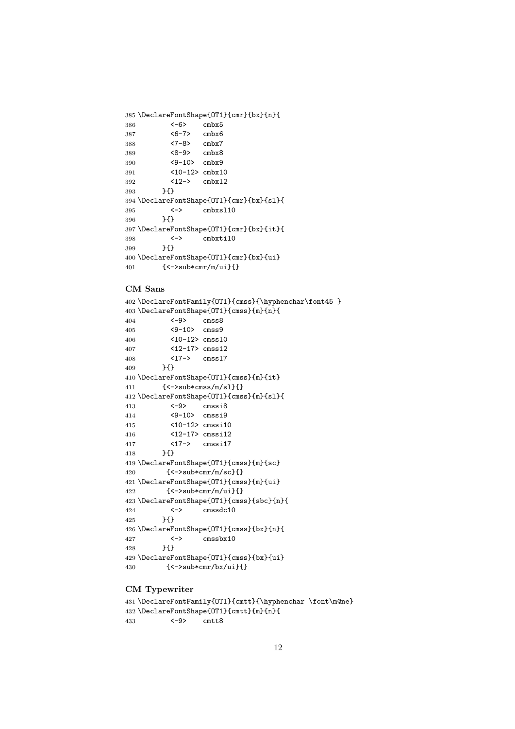```
385 \DeclareFontShape{OT1}{cmr}{bx}{n}{
386         <-6>    cmbx5
387         <6-7>   cmbx6
388         <7-8>   cmbx7
389         <8-9>   cmbx8
390         <9-10>  cmbx9
391         <10-12> cmbx10
392         <12->   cmbx12
393       }{}
394 \DeclareFontShape{OT1}{cmr}{bx}{sl}{
395         <->     cmbxsl10
396       }{}
397 \DeclareFontShape{OT1}{cmr}{bx}{it}{
398         <->     cmbxti10
399       }{}
400 \DeclareFontShape{OT1}{cmr}{bx}{ui}
401       {<->sub*cmr/m/ui}{}
```

### CM Sans

```
402 \DeclareFontFamily{OT1}{cmss}{\hyphenchar\font45 }
403 \DeclareFontShape{OT1}{cmss}{m}{n}{
404         <-9>    cmss8
405         <9-10>  cmss9
406         <10-12> cmss10
407         <12-17> cmss12
408         <17->   cmss17
409       }{}
410 \DeclareFontShape{OT1}{cmss}{m}{it}
411       {<->sub*cmss/m/sl}{}
412 \DeclareFontShape{OT1}{cmss}{m}{sl}{
413         <-9>    cmssi8
414         <9-10>  cmssi9
415         <10-12> cmssi10
416         <12-17> cmssi12
417         <17->   cmssi17
418       }{}
419 \DeclareFontShape{OT1}{cmss}{m}{sc}
420        {<->sub*cmr/m/sc}{}
421 \DeclareFontShape{OT1}{cmss}{m}{ui}
422        {<->sub*cmr/m/ui}{}
423 \DeclareFontShape{OT1}{cmss}{sbc}{n}{
424         <->     cmssdc10
425       }{}
426 \DeclareFontShape{OT1}{cmss}{bx}{n}{
427         <->     cmssbx10
428       }{}
429 \DeclareFontShape{OT1}{cmss}{bx}{ui}
430        {<->sub*cmr/bx/ui}{}
```

### CM Typewriter

```
431 \DeclareFontFamily{OT1}{cmtt}{\hyphenchar \font\m@ne}
432 \DeclareFontShape{OT1}{cmtt}{m}{n}{
433         <-9>    cmtt8
```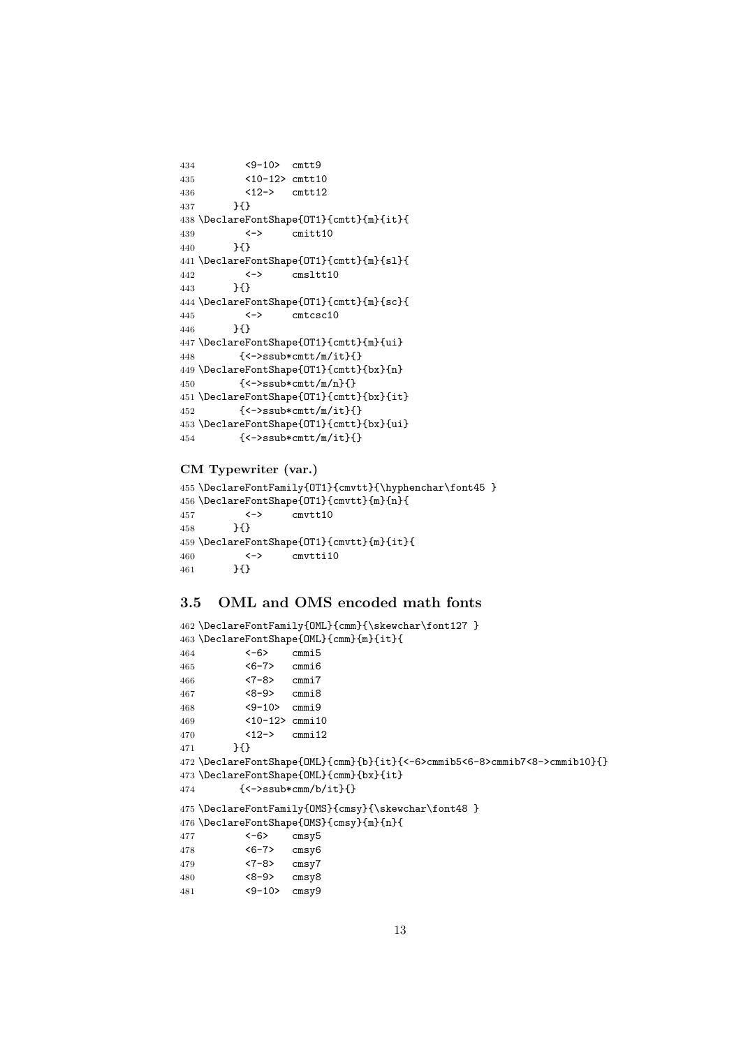```
434         <9-10>  cmtt9
435         <10-12> cmtt10
436         <12->   cmtt12
437       }{}
438 \DeclareFontShape{OT1}{cmtt}{m}{it}{
439         <->     cmitt10
440       }{}
441 \DeclareFontShape{OT1}{cmtt}{m}{sl}{
442         <->     cmsltt10
443       }{}
444 \DeclareFontShape{OT1}{cmtt}{m}{sc}{
445         <->     cmtcsc10
446       }{}
447 \DeclareFontShape{OT1}{cmtt}{m}{ui}
448        {<->ssub*cmtt/m/it}{}
449 \DeclareFontShape{OT1}{cmtt}{bx}{n}
450        {<->ssub*cmtt/m/n}{}
451 \DeclareFontShape{OT1}{cmtt}{bx}{it}
452        {<->ssub*cmtt/m/it}{}
453 \DeclareFontShape{OT1}{cmtt}{bx}{ui}
454        {<->ssub*cmtt/m/it}{}
```

**CM Typewriter (var.)**

```
455 \DeclareFontFamily{OT1}{cmvtt}{\hyphenchar\font45 }
456 \DeclareFontShape{OT1}{cmvtt}{m}{n}{
457         <->     cmvtt10
458       }{}
459 \DeclareFontShape{OT1}{cmvtt}{m}{it}{
460         <->     cmvtti10
461       }{}
```

## 3.5 OML and OMS encoded math fonts

```
462 \DeclareFontFamily{OML}{cmm}{\skewchar\font127 }
463 \DeclareFontShape{OML}{cmm}{m}{it}{
464         <-6>    cmmi5
465         <6-7>   cmmi6
466         <7-8>   cmmi7
467         <8-9>   cmmi8
468         <9-10>  cmmi9
469         <10-12> cmmi10
470         <12->   cmmi12
471       }{}
472 \DeclareFontShape{OML}{cmm}{b}{it}{<-6>cmmib5<6-8>cmmib7<8->cmmib10}{}
473 \DeclareFontShape{OML}{cmm}{bx}{it}
474        {<->ssub*cmm/b/it}{}
475 \DeclareFontFamily{OMS}{cmsy}{\skewchar\font48 }
476 \DeclareFontShape{OMS}{cmsy}{m}{n}{
477         <-6>    cmsy5
478         <6-7>   cmsy6
479         <7-8>   cmsy7
480         <8-9>   cmsy8
481         <9-10>  cmsy9
```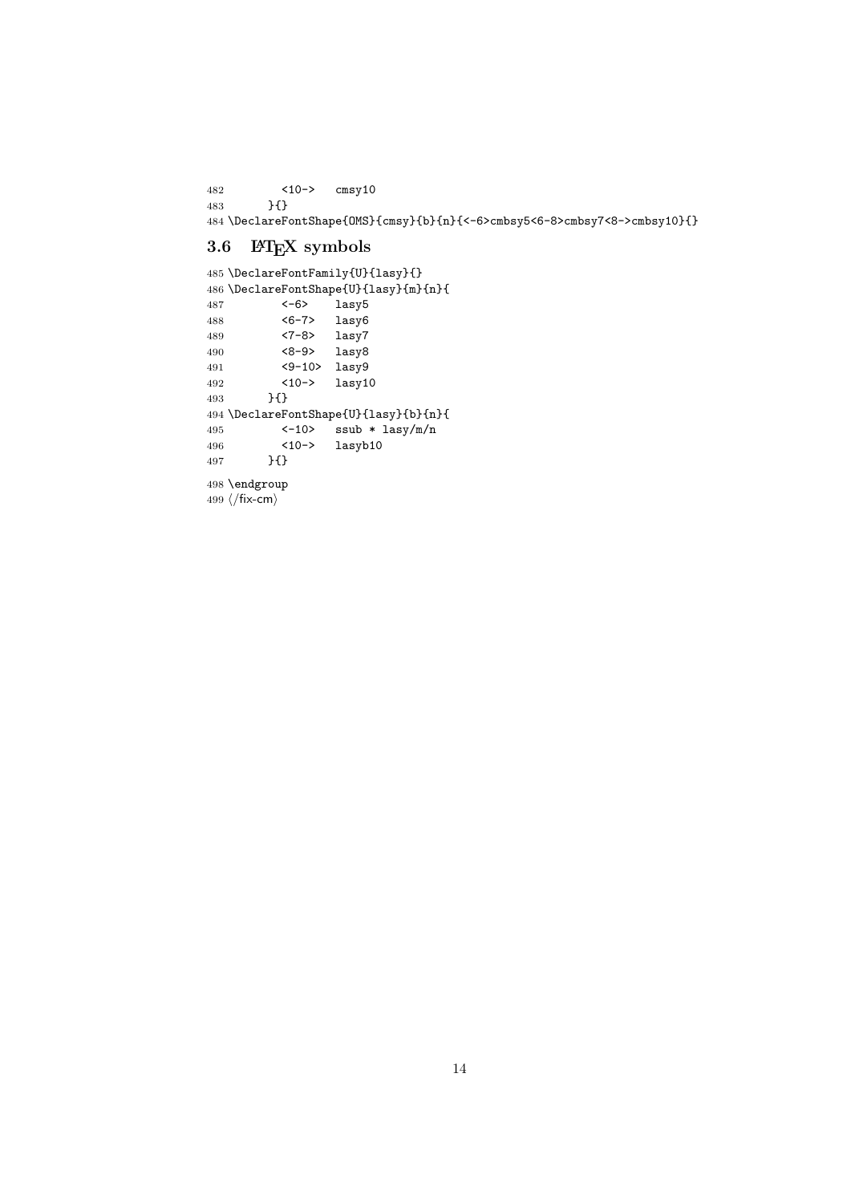```
482         <10->   cmsy10
483       }{}
484 \DeclareFontShape{OMS}{cmsy}{b}{n}{<-6>cmbsy5<6-8>cmbsy7<8->cmbsy10}{}
```

### 3.6 LaTeX symbols

```
485 \DeclareFontFamily{U}{lasy}{}
486 \DeclareFontShape{U}{lasy}{m}{n}{
487         <-6>    lasy5
488         <6-7>   lasy6
489         <7-8>   lasy7
490         <8-9>   lasy8
491         <9-10>  lasy9
492         <10->   lasy10
493       }{}
494 \DeclareFontShape{U}{lasy}{b}{n}{
495         <-10>   ssub * lasy/m/n
496         <10->   lasyb10
497       }{}
498 \endgroup
499 ⟨/fix-cm⟩
```